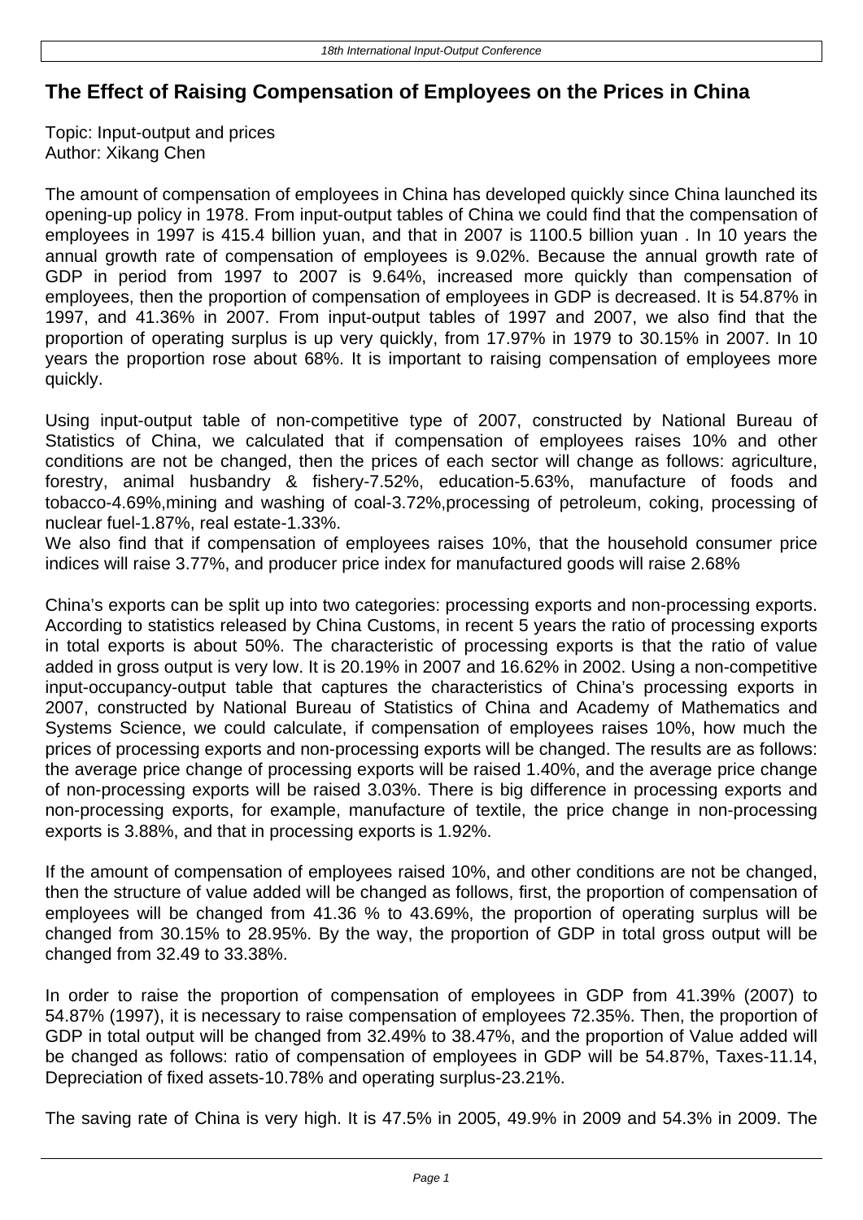# The Effect of Raising Compensation of Employees on the Prices in China

Topic: Input-output and prices
Author: Xikang Chen

The amount of compensation of employees in China has developed quickly since China launched its opening-up policy in 1978. From input-output tables of China we could find that the compensation of employees in 1997 is 415.4 billion yuan, and that in 2007 is 1100.5 billion yuan . In 10 years the annual growth rate of compensation of employees is 9.02%. Because the annual growth rate of GDP in period from 1997 to 2007 is 9.64%, increased more quickly than compensation of employees, then the proportion of compensation of employees in GDP is decreased. It is 54.87% in 1997, and 41.36% in 2007. From input-output tables of 1997 and 2007, we also find that the proportion of operating surplus is up very quickly, from 17.97% in 1979 to 30.15% in 2007. In 10 years the proportion rose about 68%. It is important to raising compensation of employees more quickly.

Using input-output table of non-competitive type of 2007, constructed by National Bureau of Statistics of China, we calculated that if compensation of employees raises 10% and other conditions are not be changed, then the prices of each sector will change as follows: agriculture, forestry, animal husbandry & fishery-7.52%, education-5.63%, manufacture of foods and tobacco-4.69%,mining and washing of coal-3.72%,processing of petroleum, coking, processing of nuclear fuel-1.87%, real estate-1.33%.
We also find that if compensation of employees raises 10%, that the household consumer price indices will raise 3.77%, and producer price index for manufactured goods will raise 2.68%

China's exports can be split up into two categories: processing exports and non-processing exports. According to statistics released by China Customs, in recent 5 years the ratio of processing exports in total exports is about 50%. The characteristic of processing exports is that the ratio of value added in gross output is very low. It is 20.19% in 2007 and 16.62% in 2002. Using a non-competitive input-occupancy-output table that captures the characteristics of China's processing exports in 2007, constructed by National Bureau of Statistics of China and Academy of Mathematics and Systems Science, we could calculate, if compensation of employees raises 10%, how much the prices of processing exports and non-processing exports will be changed. The results are as follows: the average price change of processing exports will be raised 1.40%, and the average price change of non-processing exports will be raised 3.03%. There is big difference in processing exports and non-processing exports, for example, manufacture of textile, the price change in non-processing exports is 3.88%, and that in processing exports is 1.92%.

If the amount of compensation of employees raised 10%, and other conditions are not be changed, then the structure of value added will be changed as follows, first, the proportion of compensation of employees will be changed from 41.36 % to 43.69%, the proportion of operating surplus will be changed from 30.15% to 28.95%. By the way, the proportion of GDP in total gross output will be changed from 32.49 to 33.38%.

In order to raise the proportion of compensation of employees in GDP from 41.39% (2007) to 54.87% (1997), it is necessary to raise compensation of employees 72.35%. Then, the proportion of GDP in total output will be changed from 32.49% to 38.47%, and the proportion of Value added will be changed as follows: ratio of compensation of employees in GDP will be 54.87%, Taxes-11.14, Depreciation of fixed assets-10.78% and operating surplus-23.21%.

The saving rate of China is very high. It is 47.5% in 2005, 49.9% in 2009 and 54.3% in 2009. The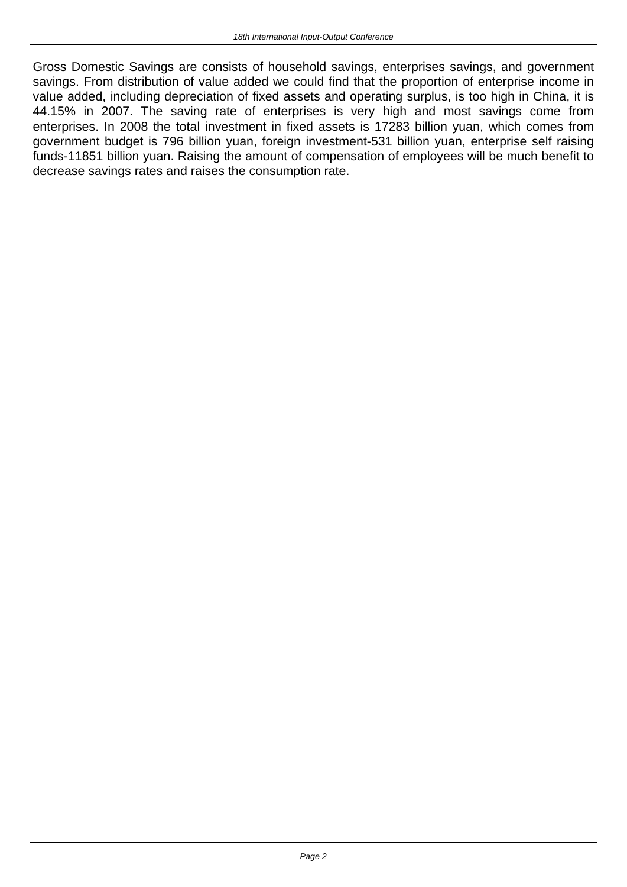Gross Domestic Savings are consists of household savings, enterprises savings, and government savings. From distribution of value added we could find that the proportion of enterprise income in value added, including depreciation of fixed assets and operating surplus, is too high in China, it is 44.15% in 2007. The saving rate of enterprises is very high and most savings come from enterprises. In 2008 the total investment in fixed assets is 17283 billion yuan, which comes from government budget is 796 billion yuan, foreign investment-531 billion yuan, enterprise self raising funds-11851 billion yuan. Raising the amount of compensation of employees will be much benefit to decrease savings rates and raises the consumption rate.